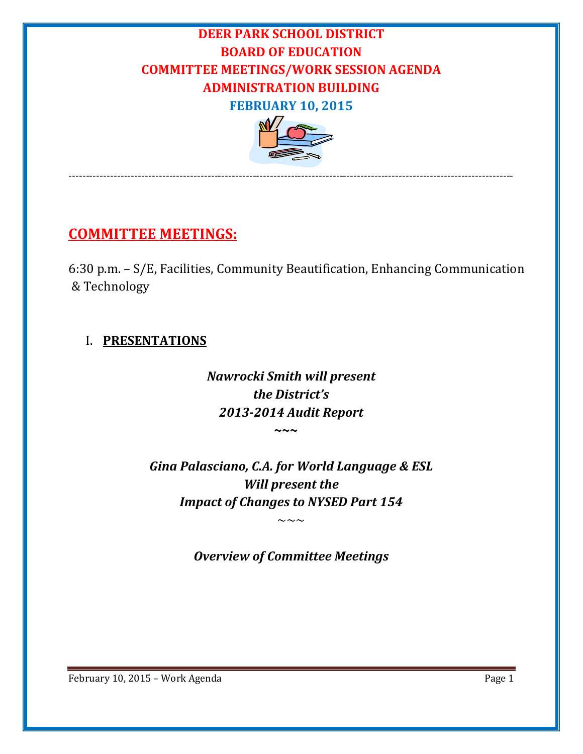# DEER PARK SCHOOL DISTRICT
# BOARD OF EDUCATION
# COMMITTEE MEETINGS/WORK SESSION AGENDA
# ADMINISTRATION BUILDING
# FEBRUARY 10, 2015

---

## COMMITTEE MEETINGS:

6:30 p.m. – S/E, Facilities, Community Beautification, Enhancing Communication & Technology

### I. **PRESENTATIONS**

***Nawrocki Smith will present***
***the District's***
***2013-2014 Audit Report***

~~~

***Gina Palasciano, C.A. for World Language & ESL***
***Will present the***
***Impact of Changes to NYSED Part 154***

~~~

***Overview of Committee Meetings***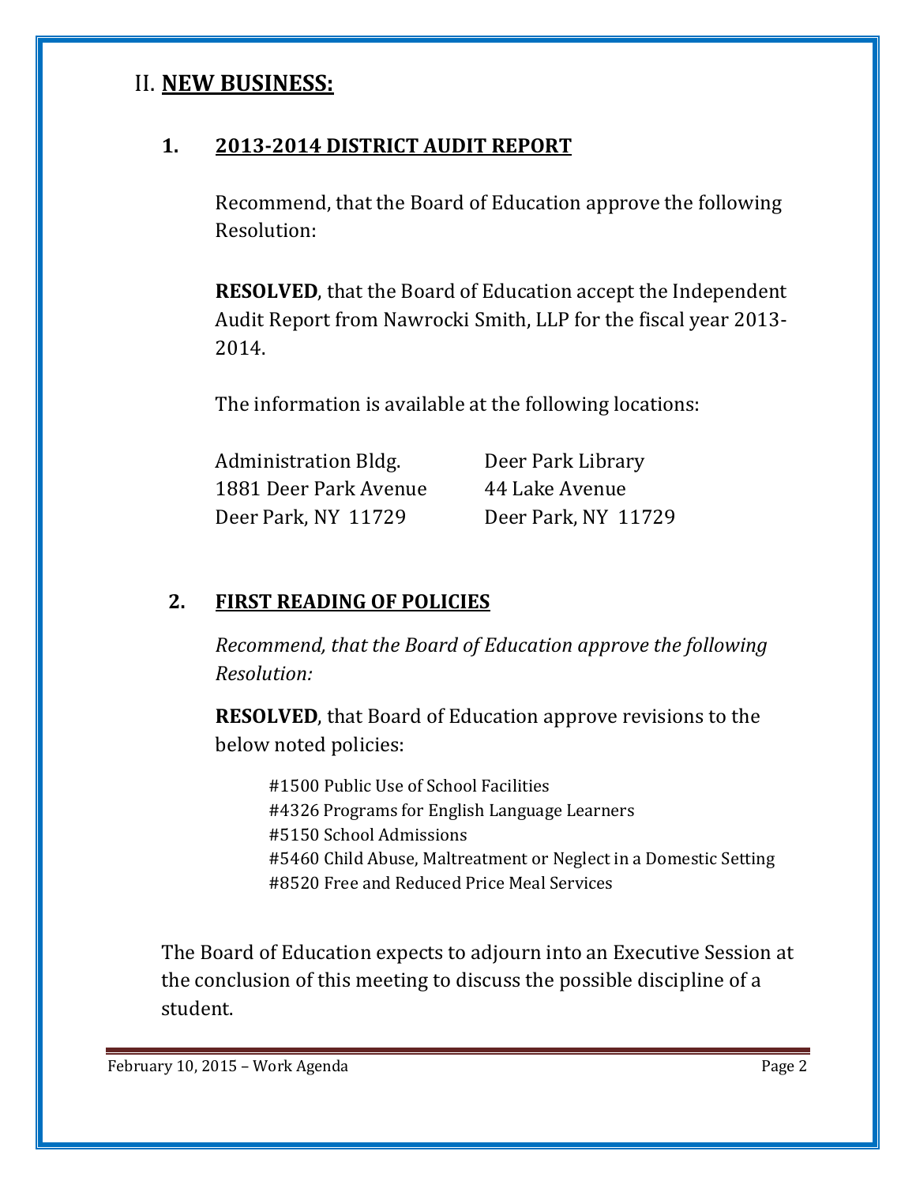## II. NEW BUSINESS:

### 1. 2013-2014 DISTRICT AUDIT REPORT

Recommend, that the Board of Education approve the following Resolution:

**RESOLVED**, that the Board of Education accept the Independent Audit Report from Nawrocki Smith, LLP for the fiscal year 2013-2014.

The information is available at the following locations:

| | |
|---|---|
| Administration Bldg. | Deer Park Library |
| 1881 Deer Park Avenue | 44 Lake Avenue |
| Deer Park, NY 11729 | Deer Park, NY 11729 |

### 2. FIRST READING OF POLICIES

*Recommend, that the Board of Education approve the following Resolution:*

**RESOLVED**, that Board of Education approve revisions to the below noted policies:

#1500 Public Use of School Facilities
#4326 Programs for English Language Learners
#5150 School Admissions
#5460 Child Abuse, Maltreatment or Neglect in a Domestic Setting
#8520 Free and Reduced Price Meal Services

The Board of Education expects to adjourn into an Executive Session at the conclusion of this meeting to discuss the possible discipline of a student.